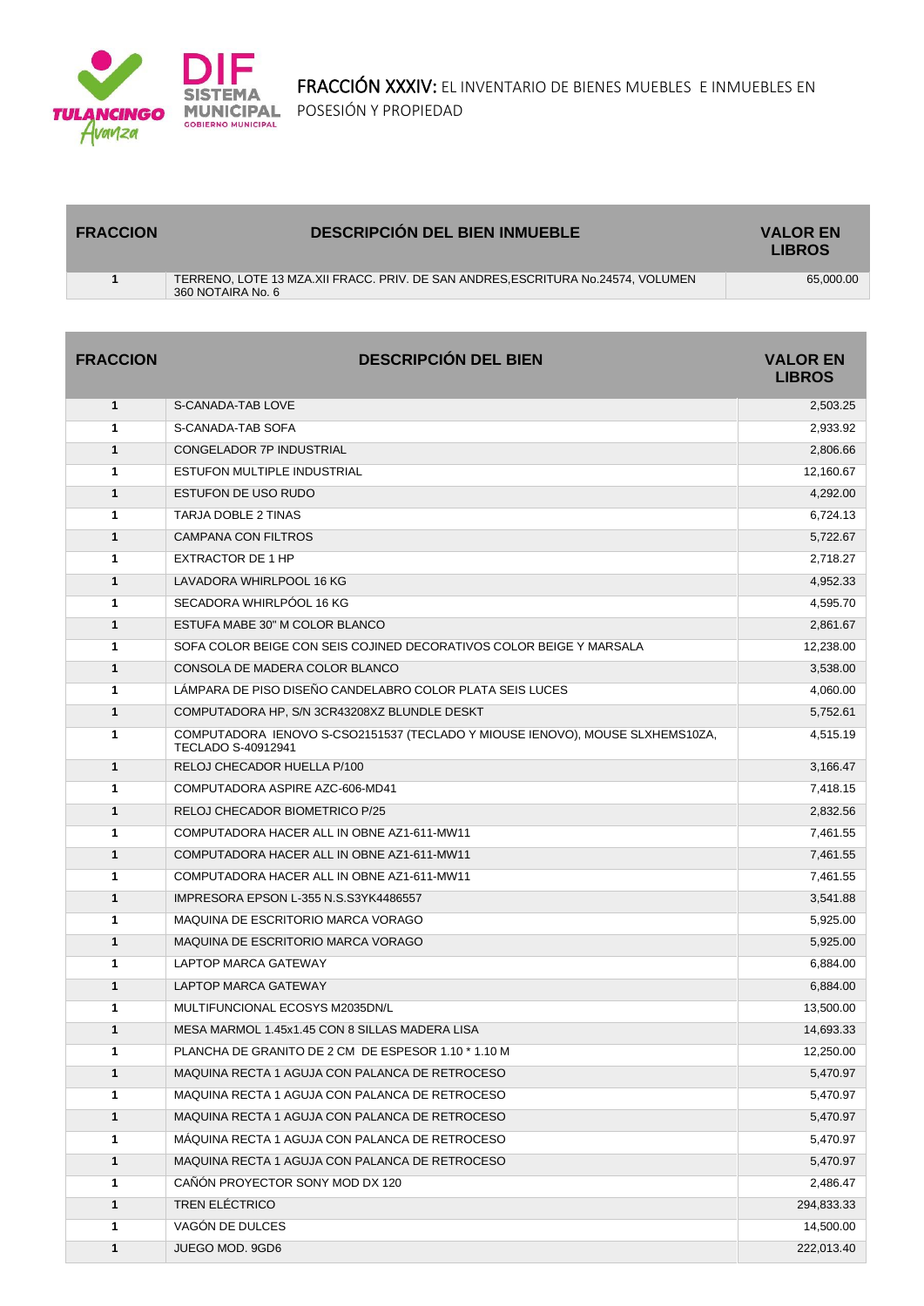# FRACCIÓN XXXIV: EL INVENTARIO DE BIENES MUEBLES E INMUEBLES EN POSESIÓN Y PROPIEDAD

| FRACCION | DESCRIPCIÓN DEL BIEN INMUEBLE | VALOR EN LIBROS |
|---|---|---|
| 1 | TERRENO, LOTE 13 MZA.XII FRACC. PRIV. DE SAN ANDRES,ESCRITURA No.24574, VOLUMEN 360 NOTAIRA No. 6 | 65,000.00 |

| FRACCION | DESCRIPCIÓN DEL BIEN | VALOR EN LIBROS |
|---|---|---|
| 1 | S-CANADA-TAB LOVE | 2,503.25 |
| 1 | S-CANADA-TAB SOFA | 2,933.92 |
| 1 | CONGELADOR 7P INDUSTRIAL | 2,806.66 |
| 1 | ESTUFON MULTIPLE INDUSTRIAL | 12,160.67 |
| 1 | ESTUFON DE USO RUDO | 4,292.00 |
| 1 | TARJA DOBLE 2 TINAS | 6,724.13 |
| 1 | CAMPANA CON FILTROS | 5,722.67 |
| 1 | EXTRACTOR DE 1 HP | 2,718.27 |
| 1 | LAVADORA WHIRLPOOL 16 KG | 4,952.33 |
| 1 | SECADORA WHIRLPÓOL 16 KG | 4,595.70 |
| 1 | ESTUFA MABE 30" M COLOR BLANCO | 2,861.67 |
| 1 | SOFA COLOR BEIGE CON SEIS COJINED DECORATIVOS COLOR BEIGE Y MARSALA | 12,238.00 |
| 1 | CONSOLA DE MADERA COLOR BLANCO | 3,538.00 |
| 1 | LÁMPARA DE PISO DISEÑO CANDELABRO COLOR PLATA SEIS LUCES | 4,060.00 |
| 1 | COMPUTADORA HP, S/N 3CR43208XZ BLUNDLE DESKT | 5,752.61 |
| 1 | COMPUTADORA IENOVO S-CSO2151537 (TECLADO Y MIOUSE IENOVO), MOUSE SLXHEMS10ZA, TECLADO S-40912941 | 4,515.19 |
| 1 | RELOJ CHECADOR HUELLA P/100 | 3,166.47 |
| 1 | COMPUTADORA ASPIRE AZC-606-MD41 | 7,418.15 |
| 1 | RELOJ CHECADOR BIOMETRICO P/25 | 2,832.56 |
| 1 | COMPUTADORA HACER ALL IN OBNE AZ1-611-MW11 | 7,461.55 |
| 1 | COMPUTADORA HACER ALL IN OBNE AZ1-611-MW11 | 7,461.55 |
| 1 | COMPUTADORA HACER ALL IN OBNE AZ1-611-MW11 | 7,461.55 |
| 1 | IMPRESORA EPSON L-355 N.S.S3YK4486557 | 3,541.88 |
| 1 | MAQUINA DE ESCRITORIO MARCA VORAGO | 5,925.00 |
| 1 | MAQUINA DE ESCRITORIO MARCA VORAGO | 5,925.00 |
| 1 | LAPTOP MARCA GATEWAY | 6,884.00 |
| 1 | LAPTOP MARCA GATEWAY | 6,884.00 |
| 1 | MULTIFUNCIONAL ECOSYS M2035DN/L | 13,500.00 |
| 1 | MESA MARMOL 1.45x1.45 CON 8 SILLAS MADERA LISA | 14,693.33 |
| 1 | PLANCHA DE GRANITO DE 2 CM DE ESPESOR 1.10 * 1.10 M | 12,250.00 |
| 1 | MAQUINA RECTA 1 AGUJA CON PALANCA DE RETROCESO | 5,470.97 |
| 1 | MAQUINA RECTA 1 AGUJA CON PALANCA DE RETROCESO | 5,470.97 |
| 1 | MAQUINA RECTA 1 AGUJA CON PALANCA DE RETROCESO | 5,470.97 |
| 1 | MÁQUINA RECTA 1 AGUJA CON PALANCA DE RETROCESO | 5,470.97 |
| 1 | MAQUINA RECTA 1 AGUJA CON PALANCA DE RETROCESO | 5,470.97 |
| 1 | CAÑÓN PROYECTOR SONY MOD DX 120 | 2,486.47 |
| 1 | TREN ELÉCTRICO | 294,833.33 |
| 1 | VAGÓN DE DULCES | 14,500.00 |
| 1 | JUEGO MOD. 9GD6 | 222,013.40 |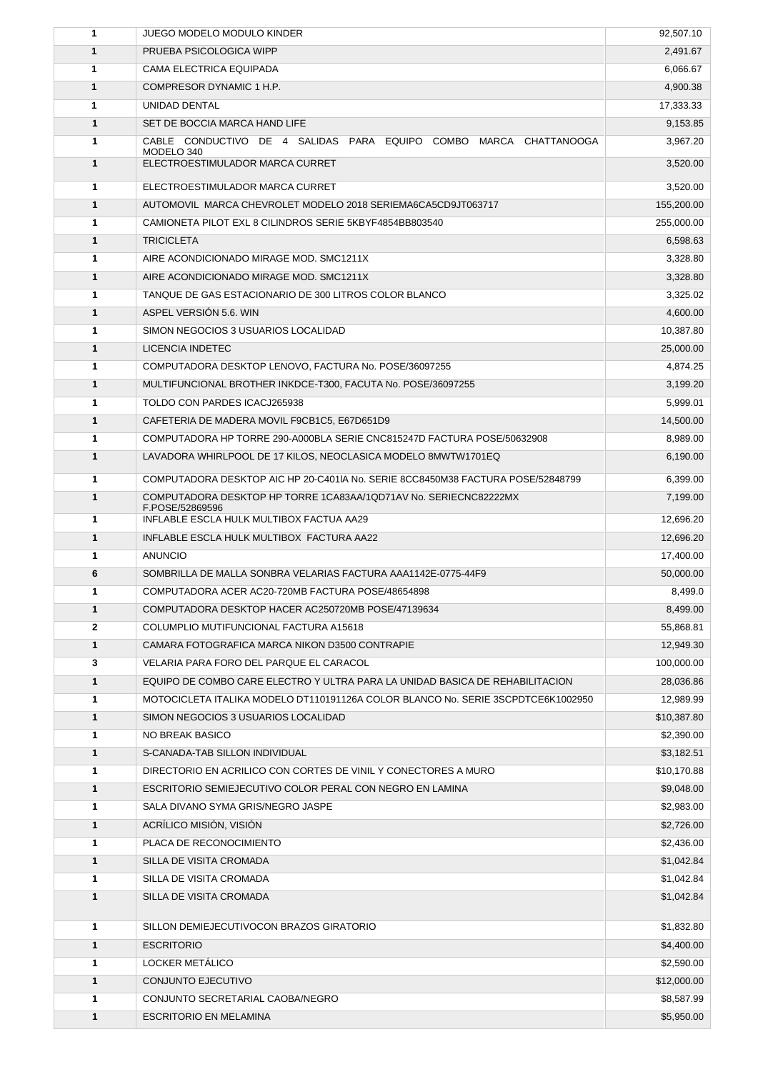| | | |
|---|---|---|
| 1 | JUEGO MODELO MODULO KINDER | 92,507.10 |
| 1 | PRUEBA PSICOLOGICA WIPP | 2,491.67 |
| 1 | CAMA ELECTRICA EQUIPADA | 6,066.67 |
| 1 | COMPRESOR DYNAMIC 1 H.P. | 4,900.38 |
| 1 | UNIDAD DENTAL | 17,333.33 |
| 1 | SET DE BOCCIA MARCA HAND LIFE | 9,153.85 |
| 1 | CABLE CONDUCTIVO DE 4 SALIDAS PARA EQUIPO COMBO MARCA CHATTANOOGA MODELO 340 | 3,967.20 |
| 1 | ELECTROESTIMULADOR MARCA CURRET | 3,520.00 |
| 1 | ELECTROESTIMULADOR MARCA CURRET | 3,520.00 |
| 1 | AUTOMOVIL MARCA CHEVROLET MODELO 2018 SERIEMA6CA5CD9JT063717 | 155,200.00 |
| 1 | CAMIONETA PILOT EXL 8 CILINDROS SERIE 5KBYF4854BB803540 | 255,000.00 |
| 1 | TRICICLETA | 6,598.63 |
| 1 | AIRE ACONDICIONADO MIRAGE MOD. SMC1211X | 3,328.80 |
| 1 | AIRE ACONDICIONADO MIRAGE MOD. SMC1211X | 3,328.80 |
| 1 | TANQUE DE GAS ESTACIONARIO DE 300 LITROS COLOR BLANCO | 3,325.02 |
| 1 | ASPEL VERSIÓN 5.6. WIN | 4,600.00 |
| 1 | SIMON NEGOCIOS 3 USUARIOS LOCALIDAD | 10,387.80 |
| 1 | LICENCIA INDETEC | 25,000.00 |
| 1 | COMPUTADORA DESKTOP LENOVO, FACTURA No. POSE/36097255 | 4,874.25 |
| 1 | MULTIFUNCIONAL BROTHER INKDCE-T300, FACUTA No. POSE/36097255 | 3,199.20 |
| 1 | TOLDO CON PARDES ICACJ265938 | 5,999.01 |
| 1 | CAFETERIA DE MADERA MOVIL F9CB1C5, E67D651D9 | 14,500.00 |
| 1 | COMPUTADORA HP TORRE 290-A000BLA SERIE CNC815247D FACTURA POSE/50632908 | 8,989.00 |
| 1 | LAVADORA WHIRLPOOL DE 17 KILOS, NEOCLASICA MODELO 8MWTW1701EQ | 6,190.00 |
| 1 | COMPUTADORA DESKTOP AIC HP 20-C401lA No. SERIE 8CC8450M38 FACTURA POSE/52848799 | 6,399.00 |
| 1 | COMPUTADORA DESKTOP HP TORRE 1CA83AA/1QD71AV No. SERIECNC82222MX F.POSE/52869596 | 7,199.00 |
| 1 | INFLABLE ESCLA HULK MULTIBOX FACTUA AA29 | 12,696.20 |
| 1 | INFLABLE ESCLA HULK MULTIBOX FACTURA AA22 | 12,696.20 |
| 1 | ANUNCIO | 17,400.00 |
| 6 | SOMBRILLA DE MALLA SONBRA VELARIAS FACTURA AAA1142E-0775-44F9 | 50,000.00 |
| 1 | COMPUTADORA ACER AC20-720MB FACTURA POSE/48654898 | 8,499.0 |
| 1 | COMPUTADORA DESKTOP HACER AC250720MB POSE/47139634 | 8,499.00 |
| 2 | COLUMPLIO MUTIFUNCIONAL FACTURA A15618 | 55,868.81 |
| 1 | CAMARA FOTOGRAFICA MARCA NIKON D3500 CONTRAPIE | 12,949.30 |
| 3 | VELARIA PARA FORO DEL PARQUE EL CARACOL | 100,000.00 |
| 1 | EQUIPO DE COMBO CARE ELECTRO Y ULTRA PARA LA UNIDAD BASICA DE REHABILITACION | 28,036.86 |
| 1 | MOTOCICLETA ITALIKA MODELO DT110191126A COLOR BLANCO No. SERIE 3SCPDTCE6K1002950 | 12,989.99 |
| 1 | SIMON NEGOCIOS 3 USUARIOS LOCALIDAD | $10,387.80 |
| 1 | NO BREAK BASICO | $2,390.00 |
| 1 | S-CANADA-TAB SILLON INDIVIDUAL | $3,182.51 |
| 1 | DIRECTORIO EN ACRILICO CON CORTES DE VINIL Y CONECTORES A MURO | $10,170.88 |
| 1 | ESCRITORIO SEMIEJECUTIVO COLOR PERAL CON NEGRO EN LAMINA | $9,048.00 |
| 1 | SALA DIVANO SYMA GRIS/NEGRO JASPE | $2,983.00 |
| 1 | ACRÍLICO MISIÓN, VISIÓN | $2,726.00 |
| 1 | PLACA DE RECONOCIMIENTO | $2,436.00 |
| 1 | SILLA DE VISITA CROMADA | $1,042.84 |
| 1 | SILLA DE VISITA CROMADA | $1,042.84 |
| 1 | SILLA DE VISITA CROMADA | $1,042.84 |
| 1 | SILLON DEMIEJECUTIVOCON BRAZOS GIRATORIO | $1,832.80 |
| 1 | ESCRITORIO | $4,400.00 |
| 1 | LOCKER METÁLICO | $2,590.00 |
| 1 | CONJUNTO EJECUTIVO | $12,000.00 |
| 1 | CONJUNTO SECRETARIAL CAOBA/NEGRO | $8,587.99 |
| 1 | ESCRITORIO EN MELAMINA | $5,950.00 |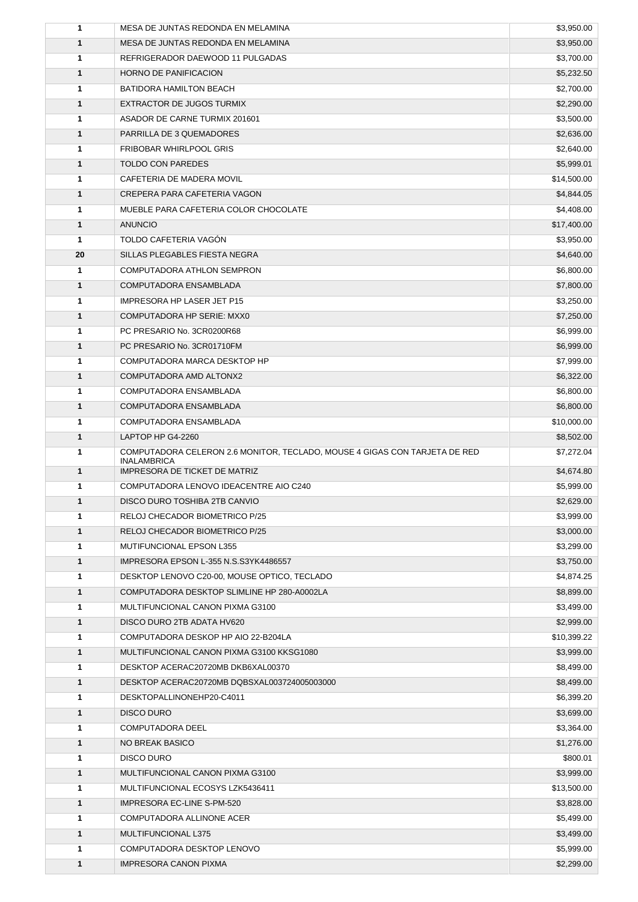| | | |
|---|---|---|
| 1 | MESA DE JUNTAS REDONDA EN MELAMINA | $3,950.00 |
| 1 | MESA DE JUNTAS REDONDA EN MELAMINA | $3,950.00 |
| 1 | REFRIGERADOR DAEWOOD 11 PULGADAS | $3,700.00 |
| 1 | HORNO DE PANIFICACION | $5,232.50 |
| 1 | BATIDORA HAMILTON BEACH | $2,700.00 |
| 1 | EXTRACTOR DE JUGOS TURMIX | $2,290.00 |
| 1 | ASADOR DE CARNE TURMIX 201601 | $3,500.00 |
| 1 | PARRILLA DE 3 QUEMADORES | $2,636.00 |
| 1 | FRIBOBAR WHIRLPOOL GRIS | $2,640.00 |
| 1 | TOLDO CON PAREDES | $5,999.01 |
| 1 | CAFETERIA DE MADERA MOVIL | $14,500.00 |
| 1 | CREPERA PARA CAFETERIA VAGON | $4,844.05 |
| 1 | MUEBLE PARA CAFETERIA COLOR CHOCOLATE | $4,408.00 |
| 1 | ANUNCIO | $17,400.00 |
| 1 | TOLDO CAFETERIA VAGÓN | $3,950.00 |
| 20 | SILLAS PLEGABLES FIESTA NEGRA | $4,640.00 |
| 1 | COMPUTADORA ATHLON SEMPRON | $6,800.00 |
| 1 | COMPUTADORA ENSAMBLADA | $7,800.00 |
| 1 | IMPRESORA HP LASER JET P15 | $3,250.00 |
| 1 | COMPUTADORA HP SERIE: MXX0 | $7,250.00 |
| 1 | PC PRESARIO No. 3CR0200R68 | $6,999.00 |
| 1 | PC PRESARIO No. 3CR01710FM | $6,999.00 |
| 1 | COMPUTADORA MARCA DESKTOP HP | $7,999.00 |
| 1 | COMPUTADORA AMD ALTONX2 | $6,322.00 |
| 1 | COMPUTADORA ENSAMBLADA | $6,800.00 |
| 1 | COMPUTADORA ENSAMBLADA | $6,800.00 |
| 1 | COMPUTADORA ENSAMBLADA | $10,000.00 |
| 1 | LAPTOP HP G4-2260 | $8,502.00 |
| 1 | COMPUTADORA CELERON 2.6 MONITOR, TECLADO, MOUSE 4 GIGAS CON TARJETA DE RED INALAMBRICA | $7,272.04 |
| 1 | IMPRESORA DE TICKET DE MATRIZ | $4,674.80 |
| 1 | COMPUTADORA LENOVO IDEACENTRE AIO C240 | $5,999.00 |
| 1 | DISCO DURO TOSHIBA 2TB CANVIO | $2,629.00 |
| 1 | RELOJ CHECADOR BIOMETRICO P/25 | $3,999.00 |
| 1 | RELOJ CHECADOR BIOMETRICO P/25 | $3,000.00 |
| 1 | MUTIFUNCIONAL EPSON L355 | $3,299.00 |
| 1 | IMPRESORA EPSON L-355 N.S.S3YK4486557 | $3,750.00 |
| 1 | DESKTOP LENOVO C20-00, MOUSE OPTICO, TECLADO | $4,874.25 |
| 1 | COMPUTADORA DESKTOP SLIMLINE HP 280-A0002LA | $8,899.00 |
| 1 | MULTIFUNCIONAL CANON PIXMA G3100 | $3,499.00 |
| 1 | DISCO DURO 2TB ADATA HV620 | $2,999.00 |
| 1 | COMPUTADORA DESKOP HP AIO 22-B204LA | $10,399.22 |
| 1 | MULTIFUNCIONAL CANON PIXMA G3100 KKSG1080 | $3,999.00 |
| 1 | DESKTOP ACERAC20720MB DKB6XAL00370 | $8,499.00 |
| 1 | DESKTOP ACERAC20720MB DQBSXAL003724005003000 | $8,499.00 |
| 1 | DESKTOPALLINONEHP20-C4011 | $6,399.20 |
| 1 | DISCO DURO | $3,699.00 |
| 1 | COMPUTADORA DEEL | $3,364.00 |
| 1 | NO BREAK BASICO | $1,276.00 |
| 1 | DISCO DURO | $800.01 |
| 1 | MULTIFUNCIONAL CANON PIXMA G3100 | $3,999.00 |
| 1 | MULTIFUNCIONAL ECOSYS LZK5436411 | $13,500.00 |
| 1 | IMPRESORA EC-LINE S-PM-520 | $3,828.00 |
| 1 | COMPUTADORA ALLINONE ACER | $5,499.00 |
| 1 | MULTIFUNCIONAL L375 | $3,499.00 |
| 1 | COMPUTADORA DESKTOP LENOVO | $5,999.00 |
| 1 | IMPRESORA CANON PIXMA | $2,299.00 |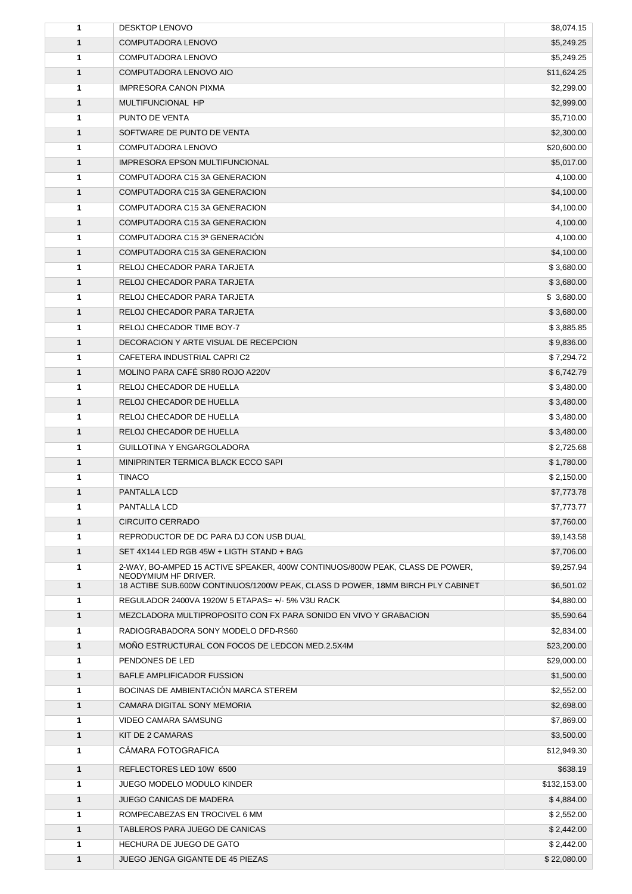| | | |
|---|---|---|
| 1 | DESKTOP LENOVO | $8,074.15 |
| 1 | COMPUTADORA LENOVO | $5,249.25 |
| 1 | COMPUTADORA LENOVO | $5,249.25 |
| 1 | COMPUTADORA LENOVO AIO | $11,624.25 |
| 1 | IMPRESORA CANON PIXMA | $2,299.00 |
| 1 | MULTIFUNCIONAL HP | $2,999.00 |
| 1 | PUNTO DE VENTA | $5,710.00 |
| 1 | SOFTWARE DE PUNTO DE VENTA | $2,300.00 |
| 1 | COMPUTADORA LENOVO | $20,600.00 |
| 1 | IMPRESORA EPSON MULTIFUNCIONAL | $5,017.00 |
| 1 | COMPUTADORA C15 3A GENERACION | 4,100.00 |
| 1 | COMPUTADORA C15 3A GENERACION | $4,100.00 |
| 1 | COMPUTADORA C15 3A GENERACION | $4,100.00 |
| 1 | COMPUTADORA C15 3A GENERACION | 4,100.00 |
| 1 | COMPUTADORA C15 3ª GENERACIÓN | 4,100.00 |
| 1 | COMPUTADORA C15 3A GENERACION | $4,100.00 |
| 1 | RELOJ CHECADOR PARA TARJETA | $ 3,680.00 |
| 1 | RELOJ CHECADOR PARA TARJETA | $ 3,680.00 |
| 1 | RELOJ CHECADOR PARA TARJETA | $ 3,680.00 |
| 1 | RELOJ CHECADOR PARA TARJETA | $ 3,680.00 |
| 1 | RELOJ CHECADOR TIME BOY-7 | $ 3,885.85 |
| 1 | DECORACION Y ARTE VISUAL DE RECEPCION | $ 9,836.00 |
| 1 | CAFETERA INDUSTRIAL CAPRI C2 | $ 7,294.72 |
| 1 | MOLINO PARA CAFÉ SR80 ROJO A220V | $ 6,742.79 |
| 1 | RELOJ CHECADOR DE HUELLA | $ 3,480.00 |
| 1 | RELOJ CHECADOR DE HUELLA | $ 3,480.00 |
| 1 | RELOJ CHECADOR DE HUELLA | $ 3,480.00 |
| 1 | RELOJ CHECADOR DE HUELLA | $ 3,480.00 |
| 1 | GUILLOTINA Y ENGARGOLADORA | $ 2,725.68 |
| 1 | MINIPRINTER TERMICA BLACK ECCO SAPI | $ 1,780.00 |
| 1 | TINACO | $ 2,150.00 |
| 1 | PANTALLA LCD | $7,773.78 |
| 1 | PANTALLA LCD | $7,773.77 |
| 1 | CIRCUITO CERRADO | $7,760.00 |
| 1 | REPRODUCTOR DE DC PARA DJ CON USB DUAL | $9,143.58 |
| 1 | SET 4X144 LED RGB 45W + LIGTH STAND + BAG | $7,706.00 |
| 1 | 2-WAY, BO-AMPED 15 ACTIVE SPEAKER, 400W CONTINUOS/800W PEAK, CLASS DE POWER, NEODYMIUM HF DRIVER. | $9,257.94 |
| 1 | 18 ACTIBE SUB.600W CONTINUOS/1200W PEAK, CLASS D POWER, 18MM BIRCH PLY CABINET | $6,501.02 |
| 1 | REGULADOR 2400VA 1920W 5 ETAPAS= +/- 5% V3U RACK | $4,880.00 |
| 1 | MEZCLADORA MULTIPROPOSITO CON FX PARA SONIDO EN VIVO Y GRABACION | $5,590.64 |
| 1 | RADIOGRABADORA SONY MODELO DFD-RS60 | $2,834.00 |
| 1 | MOÑO ESTRUCTURAL CON FOCOS DE LEDCON MED.2.5X4M | $23,200.00 |
| 1 | PENDONES DE LED | $29,000.00 |
| 1 | BAFLE AMPLIFICADOR FUSSION | $1,500.00 |
| 1 | BOCINAS DE AMBIENTACIÓN MARCA STEREM | $2,552.00 |
| 1 | CAMARA DIGITAL SONY MEMORIA | $2,698.00 |
| 1 | VIDEO CAMARA SAMSUNG | $7,869.00 |
| 1 | KIT DE 2 CAMARAS | $3,500.00 |
| 1 | CÁMARA FOTOGRAFICA | $12,949.30 |
| 1 | REFLECTORES LED 10W 6500 | $638.19 |
| 1 | JUEGO MODELO MODULO KINDER | $132,153.00 |
| 1 | JUEGO CANICAS DE MADERA | $ 4,884.00 |
| 1 | ROMPECABEZAS EN TROCIVEL 6 MM | $ 2,552.00 |
| 1 | TABLEROS PARA JUEGO DE CANICAS | $ 2,442.00 |
| 1 | HECHURA DE JUEGO DE GATO | $ 2,442.00 |
| 1 | JUEGO JENGA GIGANTE DE 45 PIEZAS | $ 22,080.00 |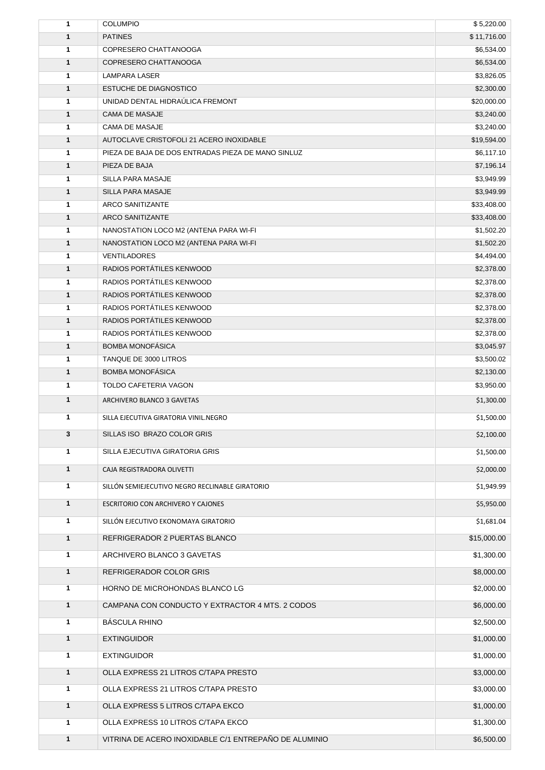| | | |
|---|---|---|
| 1 | COLUMPIO | $ 5,220.00 |
| 1 | PATINES | $ 11,716.00 |
| 1 | COPRESERO CHATTANOOGA | $6,534.00 |
| 1 | COPRESERO CHATTANOOGA | $6,534.00 |
| 1 | LAMPARA LASER | $3,826.05 |
| 1 | ESTUCHE DE DIAGNOSTICO | $2,300.00 |
| 1 | UNIDAD DENTAL HIDRAÚLICA FREMONT | $20,000.00 |
| 1 | CAMA DE MASAJE | $3,240.00 |
| 1 | CAMA DE MASAJE | $3,240.00 |
| 1 | AUTOCLAVE CRISTOFOLI 21 ACERO INOXIDABLE | $19,594.00 |
| 1 | PIEZA DE BAJA DE DOS ENTRADAS PIEZA DE MANO SINLUZ | $6,117.10 |
| 1 | PIEZA DE BAJA | $7,196.14 |
| 1 | SILLA PARA MASAJE | $3,949.99 |
| 1 | SILLA PARA MASAJE | $3,949.99 |
| 1 | ARCO SANITIZANTE | $33,408.00 |
| 1 | ARCO SANITIZANTE | $33,408.00 |
| 1 | NANOSTATION LOCO M2 (ANTENA PARA WI-FI | $1,502.20 |
| 1 | NANOSTATION LOCO M2 (ANTENA PARA WI-FI | $1,502.20 |
| 1 | VENTILADORES | $4,494.00 |
| 1 | RADIOS PORTÁTILES KENWOOD | $2,378.00 |
| 1 | RADIOS PORTÁTILES KENWOOD | $2,378.00 |
| 1 | RADIOS PORTÁTILES KENWOOD | $2,378.00 |
| 1 | RADIOS PORTÁTILES KENWOOD | $2,378.00 |
| 1 | RADIOS PORTÁTILES KENWOOD | $2,378.00 |
| 1 | RADIOS PORTÁTILES KENWOOD | $2,378.00 |
| 1 | BOMBA MONOFÁSICA | $3,045.97 |
| 1 | TANQUE DE 3000 LITROS | $3,500.02 |
| 1 | BOMBA MONOFÁSICA | $2,130.00 |
| 1 | TOLDO CAFETERIA VAGON | $3,950.00 |
| 1 | ARCHIVERO BLANCO 3 GAVETAS | $1,300.00 |
| 1 | SILLA EJECUTIVA GIRATORIA VINIL.NEGRO | $1,500.00 |
| 3 | SILLAS ISO BRAZO COLOR GRIS | $2,100.00 |
| 1 | SILLA EJECUTIVA GIRATORIA GRIS | $1,500.00 |
| 1 | CAJA REGISTRADORA OLIVETTI | $2,000.00 |
| 1 | SILLÓN SEMIEJECUTIVO NEGRO RECLINABLE GIRATORIO | $1,949.99 |
| 1 | ESCRITORIO CON ARCHIVERO Y CAJONES | $5,950.00 |
| 1 | SILLÓN EJECUTIVO EKONOMAYA GIRATORIO | $1,681.04 |
| 1 | REFRIGERADOR 2 PUERTAS BLANCO | $15,000.00 |
| 1 | ARCHIVERO BLANCO 3 GAVETAS | $1,300.00 |
| 1 | REFRIGERADOR COLOR GRIS | $8,000.00 |
| 1 | HORNO DE MICROHONDAS BLANCO LG | $2,000.00 |
| 1 | CAMPANA CON CONDUCTO Y EXTRACTOR 4 MTS. 2 CODOS | $6,000.00 |
| 1 | BÁSCULA RHINO | $2,500.00 |
| 1 | EXTINGUIDOR | $1,000.00 |
| 1 | EXTINGUIDOR | $1,000.00 |
| 1 | OLLA EXPRESS 21 LITROS C/TAPA PRESTO | $3,000.00 |
| 1 | OLLA EXPRESS 21 LITROS C/TAPA PRESTO | $3,000.00 |
| 1 | OLLA EXPRESS 5 LITROS C/TAPA EKCO | $1,000.00 |
| 1 | OLLA EXPRESS 10 LITROS C/TAPA EKCO | $1,300.00 |
| 1 | VITRINA DE ACERO INOXIDABLE C/1 ENTREPAÑO DE ALUMINIO | $6,500.00 |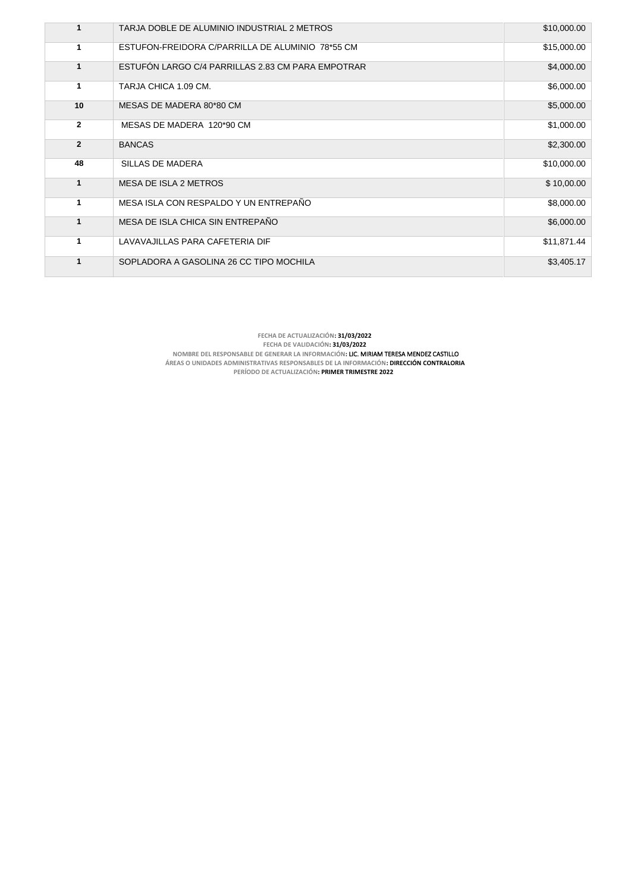| | | |
|---|---|---|
| 1 | TARJA DOBLE DE ALUMINIO INDUSTRIAL 2 METROS | $10,000.00 |
| 1 | ESTUFON-FREIDORA C/PARRILLA DE ALUMINIO 78*55 CM | $15,000.00 |
| 1 | ESTUFÓN LARGO C/4 PARRILLAS 2.83 CM PARA EMPOTRAR | $4,000.00 |
| 1 | TARJA CHICA 1.09 CM. | $6,000.00 |
| 10 | MESAS DE MADERA 80*80 CM | $5,000.00 |
| 2 | MESAS DE MADERA 120*90 CM | $1,000.00 |
| 2 | BANCAS | $2,300.00 |
| 48 | SILLAS DE MADERA | $10,000.00 |
| 1 | MESA DE ISLA 2 METROS | $ 10,00.00 |
| 1 | MESA ISLA CON RESPALDO Y UN ENTREPAÑO | $8,000.00 |
| 1 | MESA DE ISLA CHICA SIN ENTREPAÑO | $6,000.00 |
| 1 | LAVAVAJILLAS PARA CAFETERIA DIF | $11,871.44 |
| 1 | SOPLADORA A GASOLINA 26 CC TIPO MOCHILA | $3,405.17 |

FECHA DE ACTUALIZACIÓN: **31/03/2022**
FECHA DE VALIDACIÓN: **31/03/2022**
NOMBRE DEL RESPONSABLE DE GENERAR LA INFORMACIÓN: LIC. MIRIAM TERESA MENDEZ CASTILLO
ÁREAS O UNIDADES ADMINISTRATIVAS RESPONSABLES DE LA INFORMACIÓN: **DIRECCIÓN CONTRALORIA**
PERÍODO DE ACTUALIZACIÓN: **PRIMER TRIMESTRE 2022**